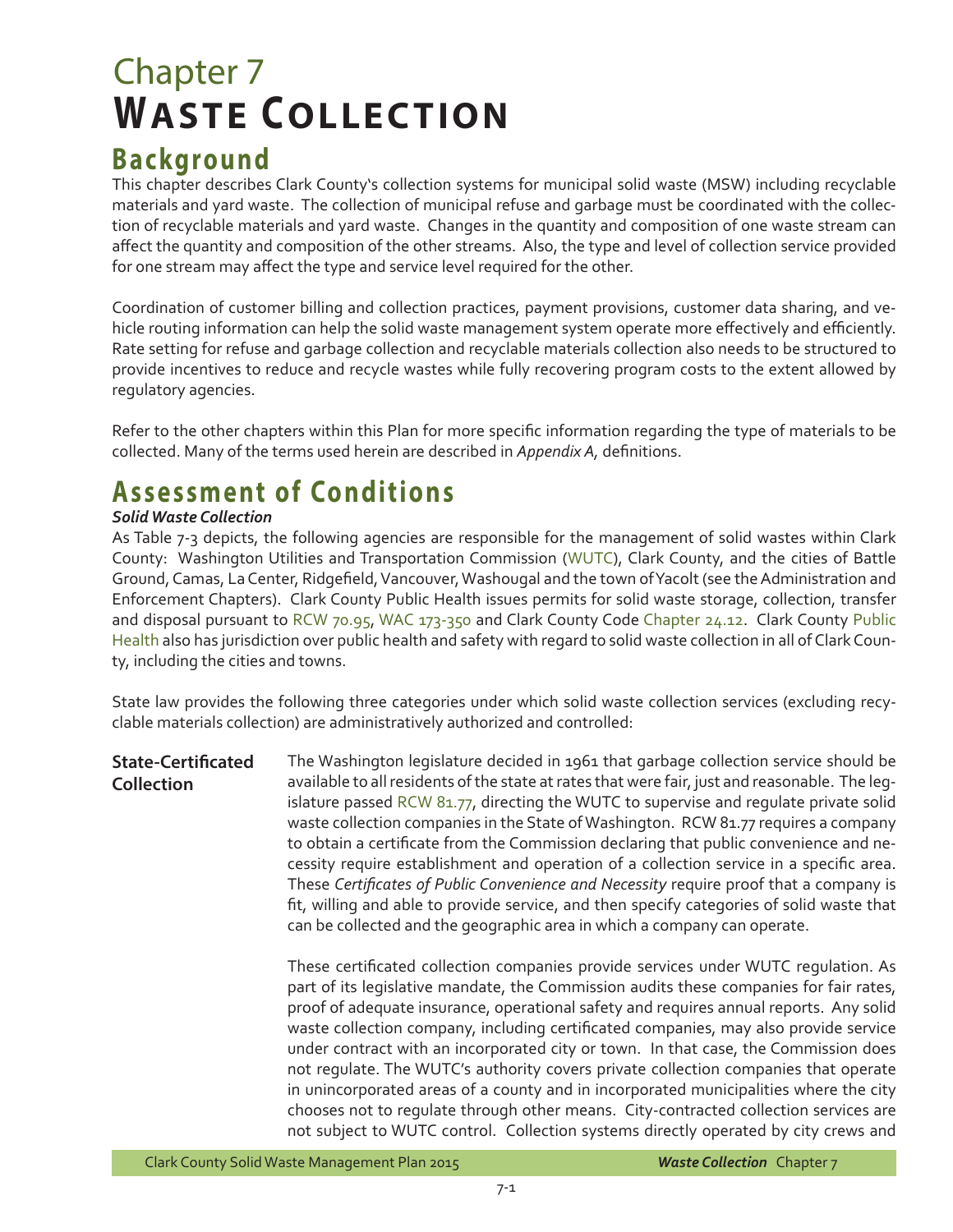# Chapter 7
# Waste Collection

## Background

This chapter describes Clark County's collection systems for municipal solid waste (MSW) including recyclable materials and yard waste. The collection of municipal refuse and garbage must be coordinated with the collection of recyclable materials and yard waste. Changes in the quantity and composition of one waste stream can affect the quantity and composition of the other streams. Also, the type and level of collection service provided for one stream may affect the type and service level required for the other.

Coordination of customer billing and collection practices, payment provisions, customer data sharing, and vehicle routing information can help the solid waste management system operate more effectively and efficiently. Rate setting for refuse and garbage collection and recyclable materials collection also needs to be structured to provide incentives to reduce and recycle wastes while fully recovering program costs to the extent allowed by regulatory agencies.

Refer to the other chapters within this Plan for more specific information regarding the type of materials to be collected. Many of the terms used herein are described in *Appendix A*, definitions.

## Assessment of Conditions

***Solid Waste Collection***

As Table 7-3 depicts, the following agencies are responsible for the management of solid wastes within Clark County: Washington Utilities and Transportation Commission (WUTC), Clark County, and the cities of Battle Ground, Camas, La Center, Ridgefield, Vancouver, Washougal and the town of Yacolt (see the Administration and Enforcement Chapters). Clark County Public Health issues permits for solid waste storage, collection, transfer and disposal pursuant to RCW 70.95, WAC 173-350 and Clark County Code Chapter 24.12. Clark County Public Health also has jurisdiction over public health and safety with regard to solid waste collection in all of Clark County, including the cities and towns.

State law provides the following three categories under which solid waste collection services (excluding recyclable materials collection) are administratively authorized and controlled:

**State-Certificated Collection**

The Washington legislature decided in 1961 that garbage collection service should be available to all residents of the state at rates that were fair, just and reasonable. The legislature passed RCW 81.77, directing the WUTC to supervise and regulate private solid waste collection companies in the State of Washington. RCW 81.77 requires a company to obtain a certificate from the Commission declaring that public convenience and necessity require establishment and operation of a collection service in a specific area. These *Certificates of Public Convenience and Necessity* require proof that a company is fit, willing and able to provide service, and then specify categories of solid waste that can be collected and the geographic area in which a company can operate.

These certificated collection companies provide services under WUTC regulation. As part of its legislative mandate, the Commission audits these companies for fair rates, proof of adequate insurance, operational safety and requires annual reports. Any solid waste collection company, including certificated companies, may also provide service under contract with an incorporated city or town. In that case, the Commission does not regulate. The WUTC's authority covers private collection companies that operate in unincorporated areas of a county and in incorporated municipalities where the city chooses not to regulate through other means. City-contracted collection services are not subject to WUTC control. Collection systems directly operated by city crews and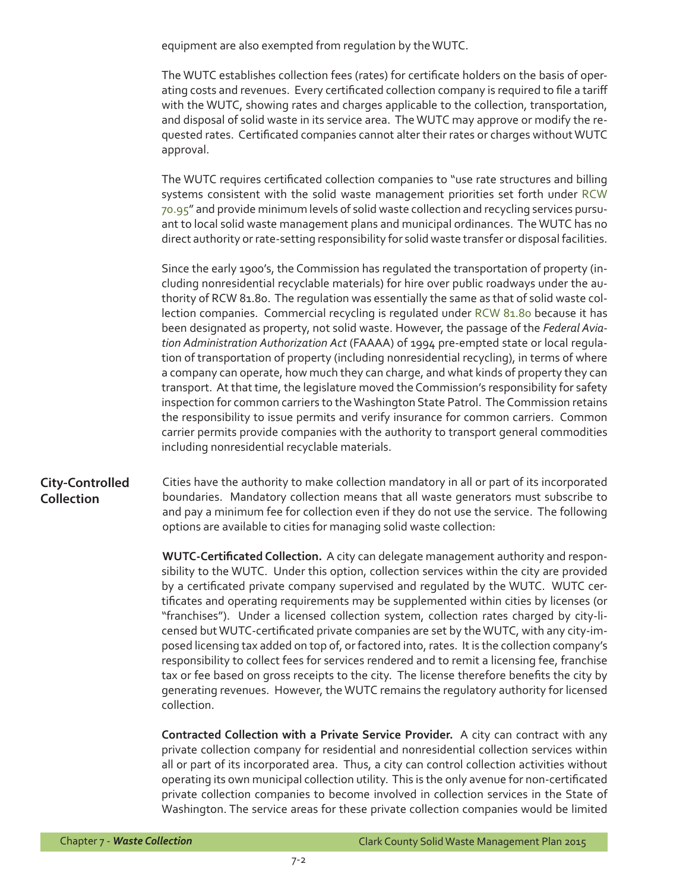equipment are also exempted from regulation by the WUTC.

The WUTC establishes collection fees (rates) for certificate holders on the basis of operating costs and revenues. Every certificated collection company is required to file a tariff with the WUTC, showing rates and charges applicable to the collection, transportation, and disposal of solid waste in its service area. The WUTC may approve or modify the requested rates. Certificated companies cannot alter their rates or charges without WUTC approval.

The WUTC requires certificated collection companies to "use rate structures and billing systems consistent with the solid waste management priorities set forth under RCW 70.95" and provide minimum levels of solid waste collection and recycling services pursuant to local solid waste management plans and municipal ordinances. The WUTC has no direct authority or rate-setting responsibility for solid waste transfer or disposal facilities.

Since the early 1900's, the Commission has regulated the transportation of property (including nonresidential recyclable materials) for hire over public roadways under the authority of RCW 81.80. The regulation was essentially the same as that of solid waste collection companies. Commercial recycling is regulated under RCW 81.80 because it has been designated as property, not solid waste. However, the passage of the *Federal Aviation Administration Authorization Act* (FAAAA) of 1994 pre-empted state or local regulation of transportation of property (including nonresidential recycling), in terms of where a company can operate, how much they can charge, and what kinds of property they can transport. At that time, the legislature moved the Commission's responsibility for safety inspection for common carriers to the Washington State Patrol. The Commission retains the responsibility to issue permits and verify insurance for common carriers. Common carrier permits provide companies with the authority to transport general commodities including nonresidential recyclable materials.

## City-Controlled Collection

Cities have the authority to make collection mandatory in all or part of its incorporated boundaries. Mandatory collection means that all waste generators must subscribe to and pay a minimum fee for collection even if they do not use the service. The following options are available to cities for managing solid waste collection:

**WUTC-Certificated Collection.** A city can delegate management authority and responsibility to the WUTC. Under this option, collection services within the city are provided by a certificated private company supervised and regulated by the WUTC. WUTC certificates and operating requirements may be supplemented within cities by licenses (or "franchises"). Under a licensed collection system, collection rates charged by city-licensed but WUTC-certificated private companies are set by the WUTC, with any city-imposed licensing tax added on top of, or factored into, rates. It is the collection company's responsibility to collect fees for services rendered and to remit a licensing fee, franchise tax or fee based on gross receipts to the city. The license therefore benefits the city by generating revenues. However, the WUTC remains the regulatory authority for licensed collection.

**Contracted Collection with a Private Service Provider.** A city can contract with any private collection company for residential and nonresidential collection services within all or part of its incorporated area. Thus, a city can control collection activities without operating its own municipal collection utility. This is the only avenue for non-certificated private collection companies to become involved in collection services in the State of Washington. The service areas for these private collection companies would be limited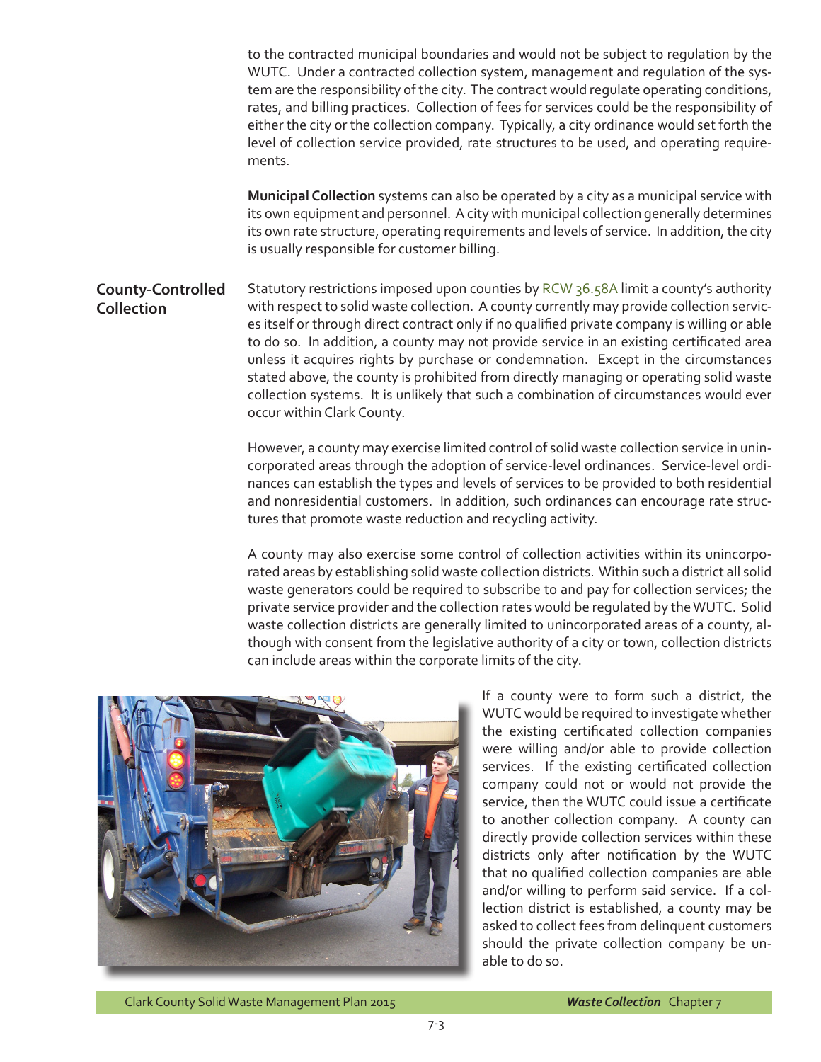to the contracted municipal boundaries and would not be subject to regulation by the WUTC. Under a contracted collection system, management and regulation of the system are the responsibility of the city. The contract would regulate operating conditions, rates, and billing practices. Collection of fees for services could be the responsibility of either the city or the collection company. Typically, a city ordinance would set forth the level of collection service provided, rate structures to be used, and operating requirements.

**Municipal Collection** systems can also be operated by a city as a municipal service with its own equipment and personnel. A city with municipal collection generally determines its own rate structure, operating requirements and levels of service. In addition, the city is usually responsible for customer billing.

## County-Controlled Collection

Statutory restrictions imposed upon counties by RCW 36.58A limit a county's authority with respect to solid waste collection. A county currently may provide collection services itself or through direct contract only if no qualified private company is willing or able to do so. In addition, a county may not provide service in an existing certificated area unless it acquires rights by purchase or condemnation. Except in the circumstances stated above, the county is prohibited from directly managing or operating solid waste collection systems. It is unlikely that such a combination of circumstances would ever occur within Clark County.

However, a county may exercise limited control of solid waste collection service in unincorporated areas through the adoption of service-level ordinances. Service-level ordinances can establish the types and levels of services to be provided to both residential and nonresidential customers. In addition, such ordinances can encourage rate structures that promote waste reduction and recycling activity.

A county may also exercise some control of collection activities within its unincorporated areas by establishing solid waste collection districts. Within such a district all solid waste generators could be required to subscribe to and pay for collection services; the private service provider and the collection rates would be regulated by the WUTC. Solid waste collection districts are generally limited to unincorporated areas of a county, although with consent from the legislative authority of a city or town, collection districts can include areas within the corporate limits of the city.

If a county were to form such a district, the WUTC would be required to investigate whether the existing certificated collection companies were willing and/or able to provide collection services. If the existing certificated collection company could not or would not provide the service, then the WUTC could issue a certificate to another collection company. A county can directly provide collection services within these districts only after notification by the WUTC that no qualified collection companies are able and/or willing to perform said service. If a collection district is established, a county may be asked to collect fees from delinquent customers should the private collection company be unable to do so.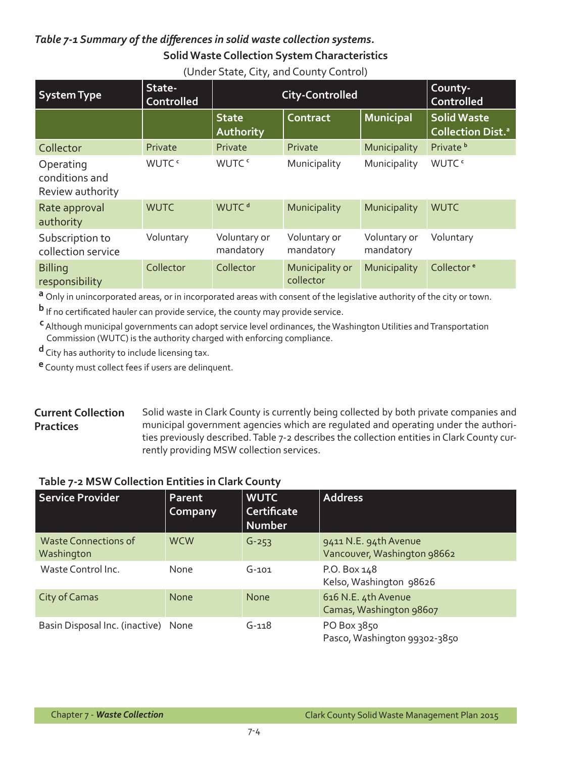*Table 7-1 Summary of the differences in solid waste collection systems.*

**Solid Waste Collection System Characteristics**

(Under State, City, and County Control)

| System Type | State-Controlled | City-Controlled | | | County-Controlled |
|---|---|---|---|---|---|
| | | State Authority | Contract | Municipal | Solid Waste Collection Dist.[a] |
| Collector | Private | Private | Private | Municipality | Private [b] |
| Operating conditions and Review authority | WUTC [c] | WUTC [c] | Municipality | Municipality | WUTC [c] |
| Rate approval authority | WUTC | WUTC [d] | Municipality | Municipality | WUTC |
| Subscription to collection service | Voluntary | Voluntary or mandatory | Voluntary or mandatory | Voluntary or mandatory | Voluntary |
| Billing responsibility | Collector | Collector | Municipality or collector | Municipality | Collector [e] |

[a] Only in unincorporated areas, or in incorporated areas with consent of the legislative authority of the city or town.

[b] If no certificated hauler can provide service, the county may provide service.

[c] Although municipal governments can adopt service level ordinances, the Washington Utilities and Transportation Commission (WUTC) is the authority charged with enforcing compliance.

[d] City has authority to include licensing tax.

[e] County must collect fees if users are delinquent.

**Current Collection Practices**

Solid waste in Clark County is currently being collected by both private companies and municipal government agencies which are regulated and operating under the authorities previously described. Table 7-2 describes the collection entities in Clark County currently providing MSW collection services.

**Table 7-2 MSW Collection Entities in Clark County**

| Service Provider | Parent Company | WUTC Certificate Number | Address |
|---|---|---|---|
| Waste Connections of Washington | WCW | G-253 | 9411 N.E. 94th Avenue Vancouver, Washington 98662 |
| Waste Control Inc. | None | G-101 | P.O. Box 148 Kelso, Washington 98626 |
| City of Camas | None | None | 616 N.E. 4th Avenue Camas, Washington 98607 |
| Basin Disposal Inc. (inactive) | None | G-118 | PO Box 3850 Pasco, Washington 99302-3850 |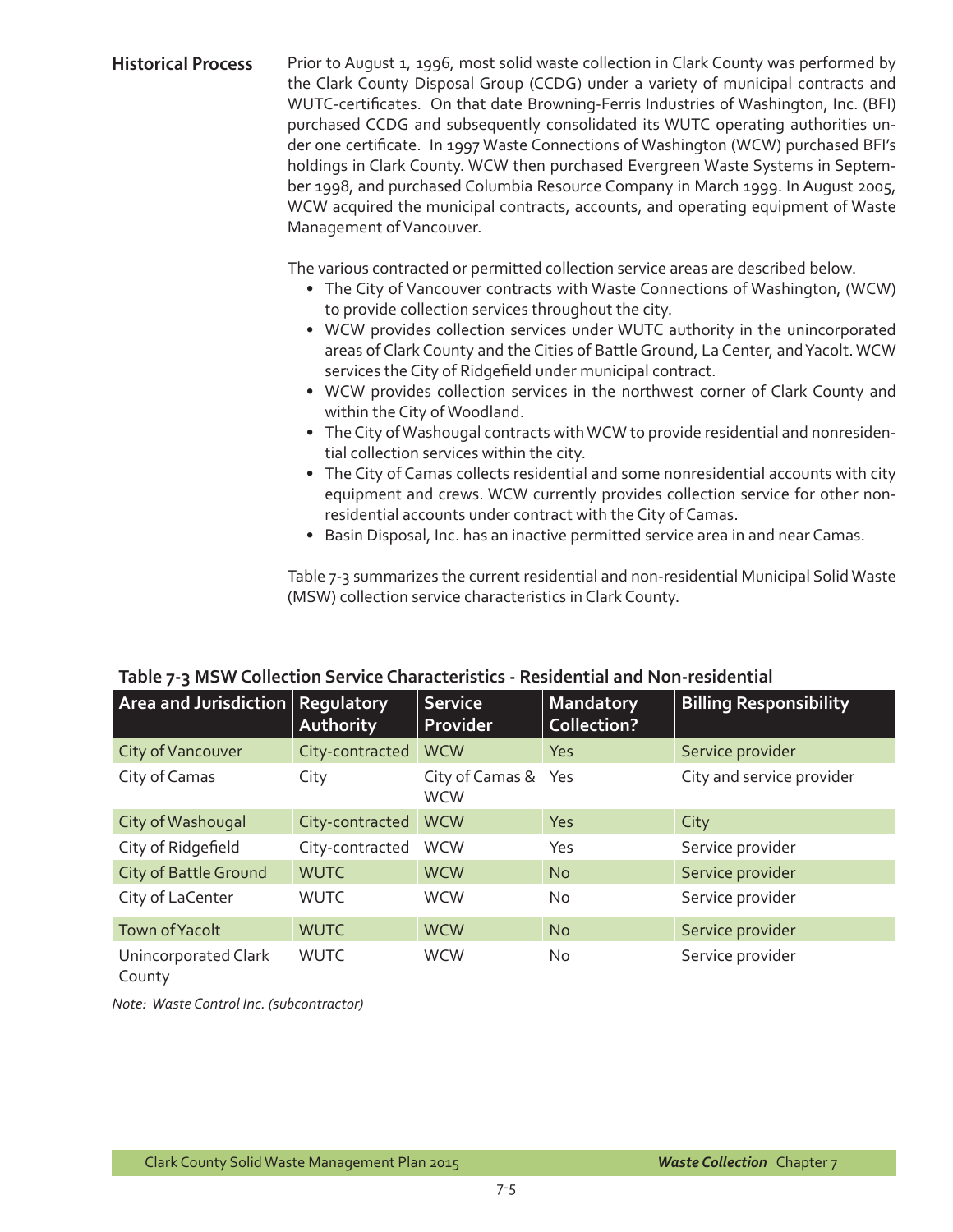## Historical Process

Prior to August 1, 1996, most solid waste collection in Clark County was performed by the Clark County Disposal Group (CCDG) under a variety of municipal contracts and WUTC-certificates. On that date Browning-Ferris Industries of Washington, Inc. (BFI) purchased CCDG and subsequently consolidated its WUTC operating authorities under one certificate. In 1997 Waste Connections of Washington (WCW) purchased BFI's holdings in Clark County. WCW then purchased Evergreen Waste Systems in September 1998, and purchased Columbia Resource Company in March 1999. In August 2005, WCW acquired the municipal contracts, accounts, and operating equipment of Waste Management of Vancouver.

The various contracted or permitted collection service areas are described below.

- The City of Vancouver contracts with Waste Connections of Washington, (WCW) to provide collection services throughout the city.
- WCW provides collection services under WUTC authority in the unincorporated areas of Clark County and the Cities of Battle Ground, La Center, and Yacolt. WCW services the City of Ridgefield under municipal contract.
- WCW provides collection services in the northwest corner of Clark County and within the City of Woodland.
- The City of Washougal contracts with WCW to provide residential and nonresidential collection services within the city.
- The City of Camas collects residential and some nonresidential accounts with city equipment and crews. WCW currently provides collection service for other nonresidential accounts under contract with the City of Camas.
- Basin Disposal, Inc. has an inactive permitted service area in and near Camas.

Table 7-3 summarizes the current residential and non-residential Municipal Solid Waste (MSW) collection service characteristics in Clark County.

**Table 7-3 MSW Collection Service Characteristics - Residential and Non-residential**

| Area and Jurisdiction | Regulatory Authority | Service Provider | Mandatory Collection? | Billing Responsibility |
|---|---|---|---|---|
| City of Vancouver | City-contracted | WCW | Yes | Service provider |
| City of Camas | City | City of Camas & WCW | Yes | City and service provider |
| City of Washougal | City-contracted | WCW | Yes | City |
| City of Ridgefield | City-contracted | WCW | Yes | Service provider |
| City of Battle Ground | WUTC | WCW | No | Service provider |
| City of LaCenter | WUTC | WCW | No | Service provider |
| Town of Yacolt | WUTC | WCW | No | Service provider |
| Unincorporated Clark County | WUTC | WCW | No | Service provider |

*Note: Waste Control Inc. (subcontractor)*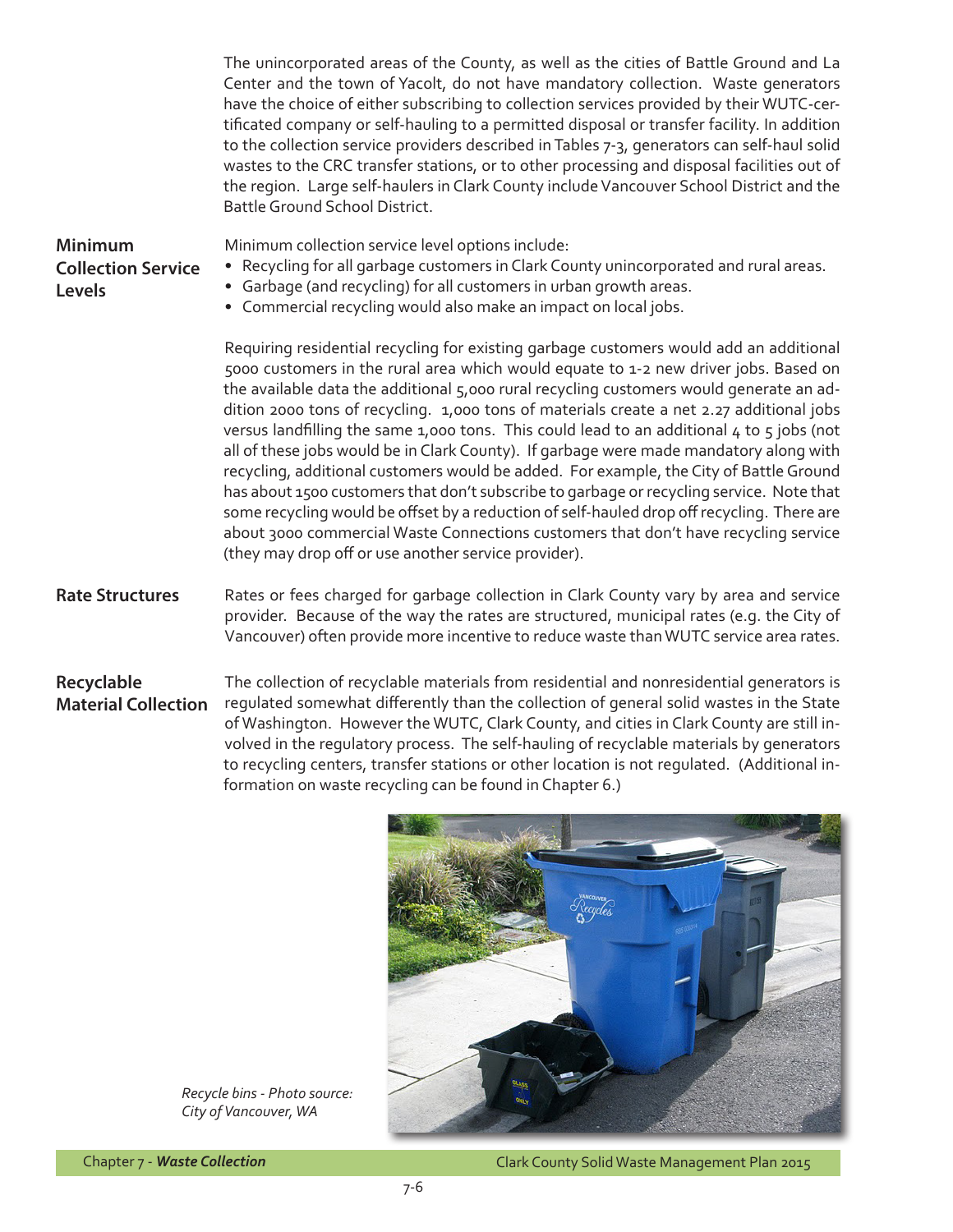The unincorporated areas of the County, as well as the cities of Battle Ground and La Center and the town of Yacolt, do not have mandatory collection. Waste generators have the choice of either subscribing to collection services provided by their WUTC-certificated company or self-hauling to a permitted disposal or transfer facility. In addition to the collection service providers described in Tables 7-3, generators can self-haul solid wastes to the CRC transfer stations, or to other processing and disposal facilities out of the region. Large self-haulers in Clark County include Vancouver School District and the Battle Ground School District.

### Minimum Collection Service Levels

Minimum collection service level options include:

- Recycling for all garbage customers in Clark County unincorporated and rural areas.
- Garbage (and recycling) for all customers in urban growth areas.
- Commercial recycling would also make an impact on local jobs.

Requiring residential recycling for existing garbage customers would add an additional 5000 customers in the rural area which would equate to 1-2 new driver jobs. Based on the available data the additional 5,000 rural recycling customers would generate an addition 2000 tons of recycling. 1,000 tons of materials create a net 2.27 additional jobs versus landfilling the same 1,000 tons. This could lead to an additional 4 to 5 jobs (not all of these jobs would be in Clark County). If garbage were made mandatory along with recycling, additional customers would be added. For example, the City of Battle Ground has about 1500 customers that don't subscribe to garbage or recycling service. Note that some recycling would be offset by a reduction of self-hauled drop off recycling. There are about 3000 commercial Waste Connections customers that don't have recycling service (they may drop off or use another service provider).

### Rate Structures

Rates or fees charged for garbage collection in Clark County vary by area and service provider. Because of the way the rates are structured, municipal rates (e.g. the City of Vancouver) often provide more incentive to reduce waste than WUTC service area rates.

### Recyclable Material Collection

The collection of recyclable materials from residential and nonresidential generators is regulated somewhat differently than the collection of general solid wastes in the State of Washington. However the WUTC, Clark County, and cities in Clark County are still involved in the regulatory process. The self-hauling of recyclable materials by generators to recycling centers, transfer stations or other location is not regulated. (Additional information on waste recycling can be found in Chapter 6.)

*Recycle bins - Photo source: City of Vancouver, WA*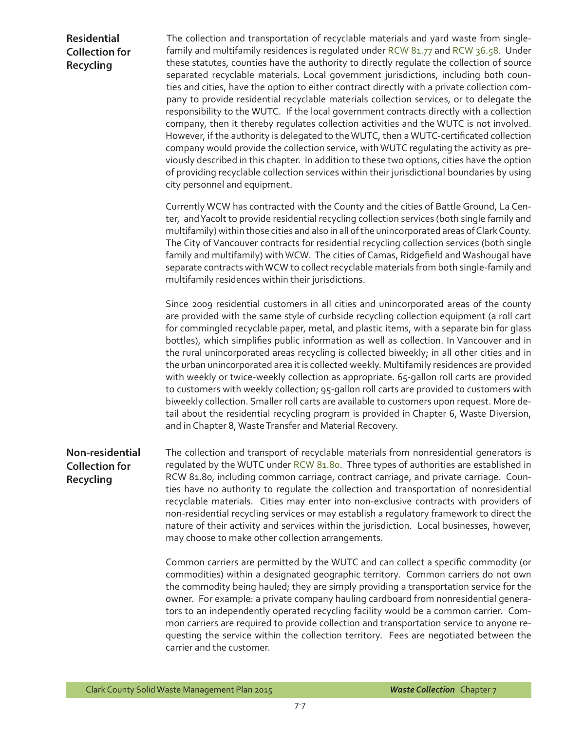## Residential Collection for Recycling

The collection and transportation of recyclable materials and yard waste from single-family and multifamily residences is regulated under RCW 81.77 and RCW 36.58. Under these statutes, counties have the authority to directly regulate the collection of source separated recyclable materials. Local government jurisdictions, including both counties and cities, have the option to either contract directly with a private collection company to provide residential recyclable materials collection services, or to delegate the responsibility to the WUTC. If the local government contracts directly with a collection company, then it thereby regulates collection activities and the WUTC is not involved. However, if the authority is delegated to the WUTC, then a WUTC-certificated collection company would provide the collection service, with WUTC regulating the activity as previously described in this chapter. In addition to these two options, cities have the option of providing recyclable collection services within their jurisdictional boundaries by using city personnel and equipment.

Currently WCW has contracted with the County and the cities of Battle Ground, La Center, and Yacolt to provide residential recycling collection services (both single family and multifamily) within those cities and also in all of the unincorporated areas of Clark County. The City of Vancouver contracts for residential recycling collection services (both single family and multifamily) with WCW. The cities of Camas, Ridgefield and Washougal have separate contracts with WCW to collect recyclable materials from both single-family and multifamily residences within their jurisdictions.

Since 2009 residential customers in all cities and unincorporated areas of the county are provided with the same style of curbside recycling collection equipment (a roll cart for commingled recyclable paper, metal, and plastic items, with a separate bin for glass bottles), which simplifies public information as well as collection. In Vancouver and in the rural unincorporated areas recycling is collected biweekly; in all other cities and in the urban unincorporated area it is collected weekly. Multifamily residences are provided with weekly or twice-weekly collection as appropriate. 65-gallon roll carts are provided to customers with weekly collection; 95-gallon roll carts are provided to customers with biweekly collection. Smaller roll carts are available to customers upon request. More detail about the residential recycling program is provided in Chapter 6, Waste Diversion, and in Chapter 8, Waste Transfer and Material Recovery.

## Non-residential Collection for Recycling

The collection and transport of recyclable materials from nonresidential generators is regulated by the WUTC under RCW 81.80. Three types of authorities are established in RCW 81.80, including common carriage, contract carriage, and private carriage. Counties have no authority to regulate the collection and transportation of nonresidential recyclable materials. Cities may enter into non-exclusive contracts with providers of non-residential recycling services or may establish a regulatory framework to direct the nature of their activity and services within the jurisdiction. Local businesses, however, may choose to make other collection arrangements.

Common carriers are permitted by the WUTC and can collect a specific commodity (or commodities) within a designated geographic territory. Common carriers do not own the commodity being hauled; they are simply providing a transportation service for the owner. For example: a private company hauling cardboard from nonresidential generators to an independently operated recycling facility would be a common carrier. Common carriers are required to provide collection and transportation service to anyone requesting the service within the collection territory. Fees are negotiated between the carrier and the customer.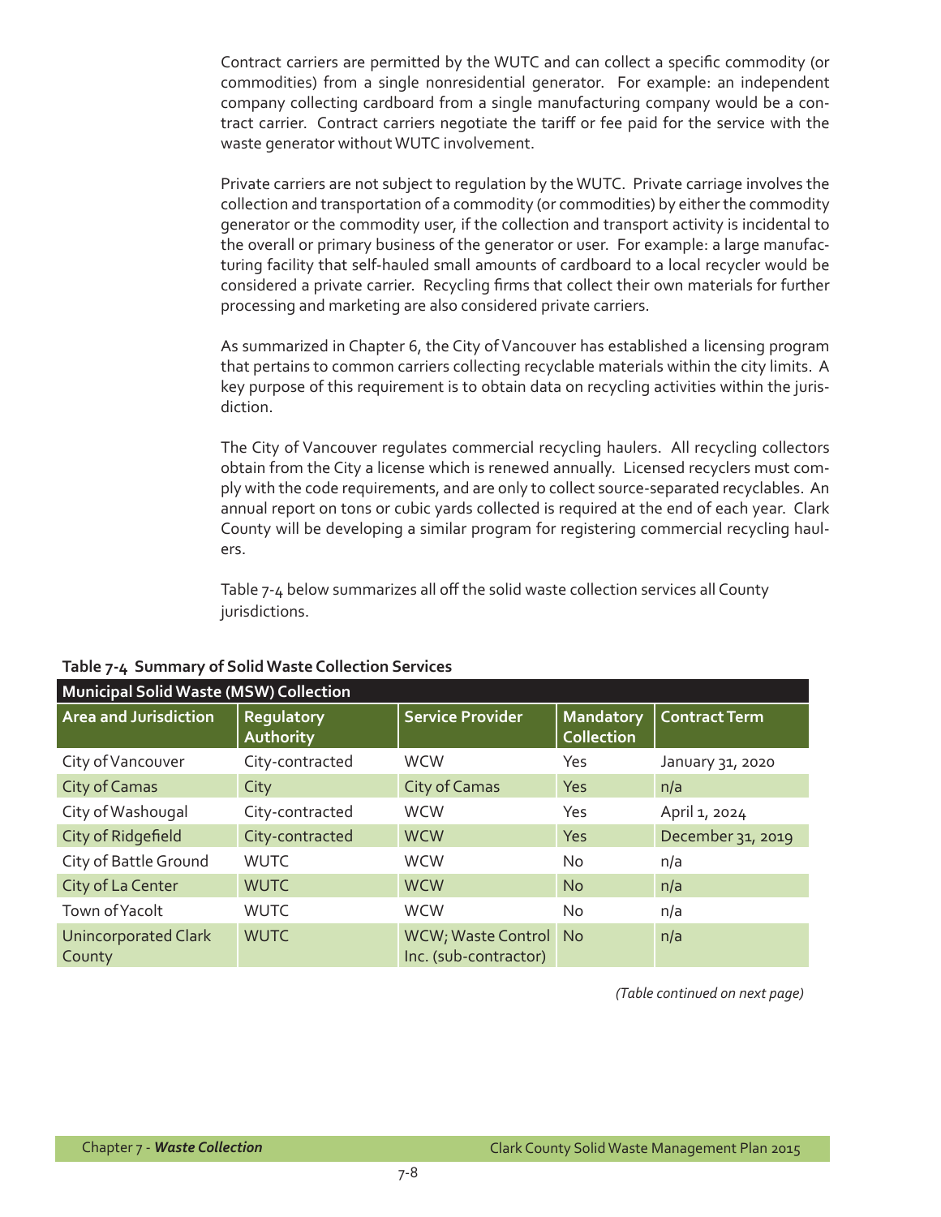Contract carriers are permitted by the WUTC and can collect a specific commodity (or commodities) from a single nonresidential generator. For example: an independent company collecting cardboard from a single manufacturing company would be a contract carrier. Contract carriers negotiate the tariff or fee paid for the service with the waste generator without WUTC involvement.

Private carriers are not subject to regulation by the WUTC. Private carriage involves the collection and transportation of a commodity (or commodities) by either the commodity generator or the commodity user, if the collection and transport activity is incidental to the overall or primary business of the generator or user. For example: a large manufacturing facility that self-hauled small amounts of cardboard to a local recycler would be considered a private carrier. Recycling firms that collect their own materials for further processing and marketing are also considered private carriers.

As summarized in Chapter 6, the City of Vancouver has established a licensing program that pertains to common carriers collecting recyclable materials within the city limits. A key purpose of this requirement is to obtain data on recycling activities within the jurisdiction.

The City of Vancouver regulates commercial recycling haulers. All recycling collectors obtain from the City a license which is renewed annually. Licensed recyclers must comply with the code requirements, and are only to collect source-separated recyclables. An annual report on tons or cubic yards collected is required at the end of each year. Clark County will be developing a similar program for registering commercial recycling haulers.

Table 7-4 below summarizes all off the solid waste collection services all County jurisdictions.

**Table 7-4 Summary of Solid Waste Collection Services**

| Municipal Solid Waste (MSW) Collection | | | | |
|---|---|---|---|---|
| **Area and Jurisdiction** | **Regulatory Authority** | **Service Provider** | **Mandatory Collection** | **Contract Term** |
| City of Vancouver | City-contracted | WCW | Yes | January 31, 2020 |
| City of Camas | City | City of Camas | Yes | n/a |
| City of Washougal | City-contracted | WCW | Yes | April 1, 2024 |
| City of Ridgefield | City-contracted | WCW | Yes | December 31, 2019 |
| City of Battle Ground | WUTC | WCW | No | n/a |
| City of La Center | WUTC | WCW | No | n/a |
| Town of Yacolt | WUTC | WCW | No | n/a |
| Unincorporated Clark County | WUTC | WCW; Waste Control Inc. (sub-contractor) | No | n/a |

*(Table continued on next page)*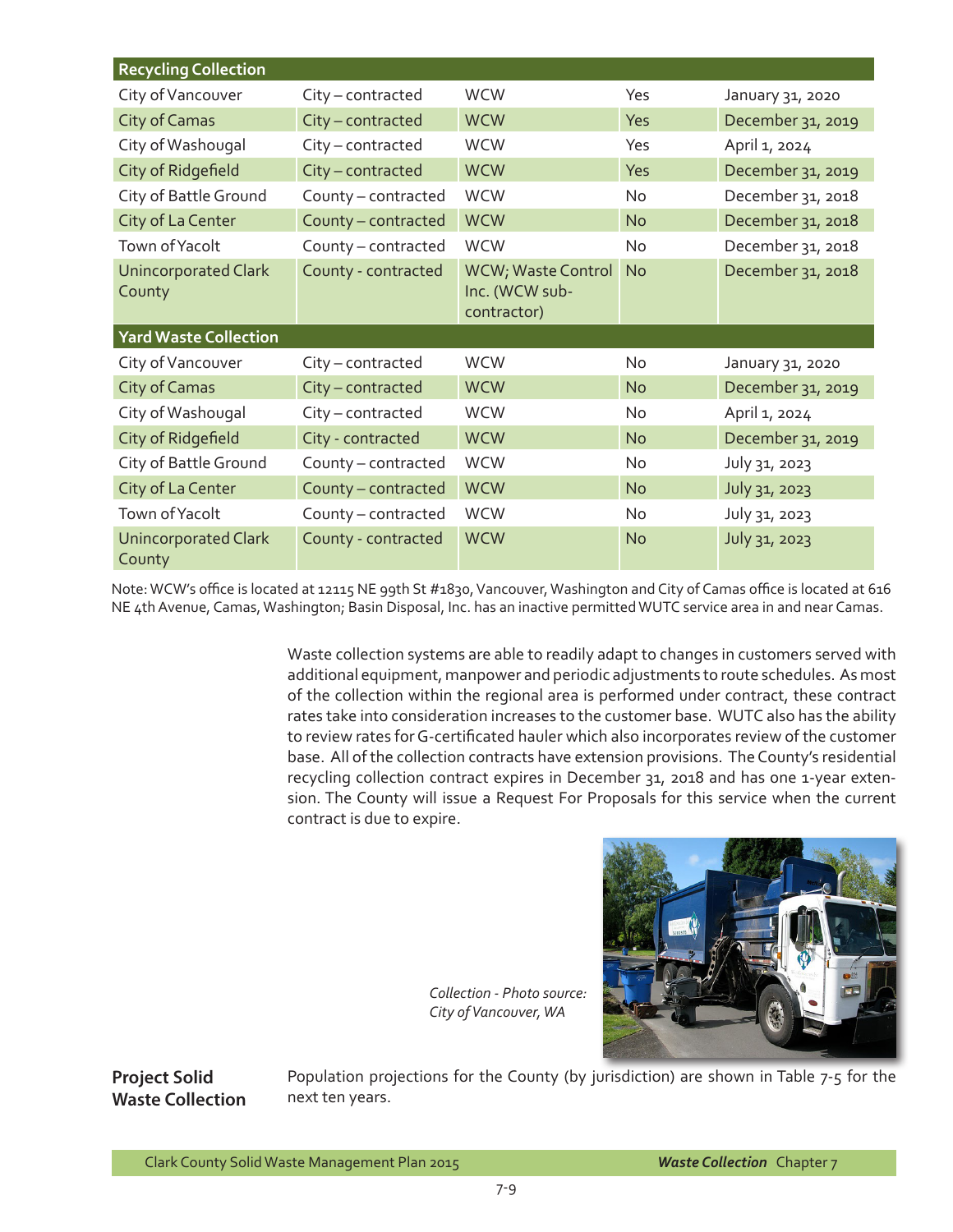| Recycling Collection | | | | |
|---|---|---|---|---|
| City of Vancouver | City – contracted | WCW | Yes | January 31, 2020 |
| City of Camas | City – contracted | WCW | Yes | December 31, 2019 |
| City of Washougal | City – contracted | WCW | Yes | April 1, 2024 |
| City of Ridgefield | City – contracted | WCW | Yes | December 31, 2019 |
| City of Battle Ground | County – contracted | WCW | No | December 31, 2018 |
| City of La Center | County – contracted | WCW | No | December 31, 2018 |
| Town of Yacolt | County – contracted | WCW | No | December 31, 2018 |
| Unincorporated Clark County | County - contracted | WCW; Waste Control Inc. (WCW sub-contractor) | No | December 31, 2018 |
| **Yard Waste Collection** | | | | |
| City of Vancouver | City – contracted | WCW | No | January 31, 2020 |
| City of Camas | City – contracted | WCW | No | December 31, 2019 |
| City of Washougal | City – contracted | WCW | No | April 1, 2024 |
| City of Ridgefield | City - contracted | WCW | No | December 31, 2019 |
| City of Battle Ground | County – contracted | WCW | No | July 31, 2023 |
| City of La Center | County – contracted | WCW | No | July 31, 2023 |
| Town of Yacolt | County – contracted | WCW | No | July 31, 2023 |
| Unincorporated Clark County | County - contracted | WCW | No | July 31, 2023 |

Note: WCW's office is located at 12115 NE 99th St #1830, Vancouver, Washington and City of Camas office is located at 616 NE 4th Avenue, Camas, Washington; Basin Disposal, Inc. has an inactive permitted WUTC service area in and near Camas.

Waste collection systems are able to readily adapt to changes in customers served with additional equipment, manpower and periodic adjustments to route schedules. As most of the collection within the regional area is performed under contract, these contract rates take into consideration increases to the customer base. WUTC also has the ability to review rates for G-certificated hauler which also incorporates review of the customer base. All of the collection contracts have extension provisions. The County's residential recycling collection contract expires in December 31, 2018 and has one 1-year extension. The County will issue a Request For Proposals for this service when the current contract is due to expire.

*Collection - Photo source: City of Vancouver, WA*

## Project Solid Waste Collection

Population projections for the County (by jurisdiction) are shown in Table 7-5 for the next ten years.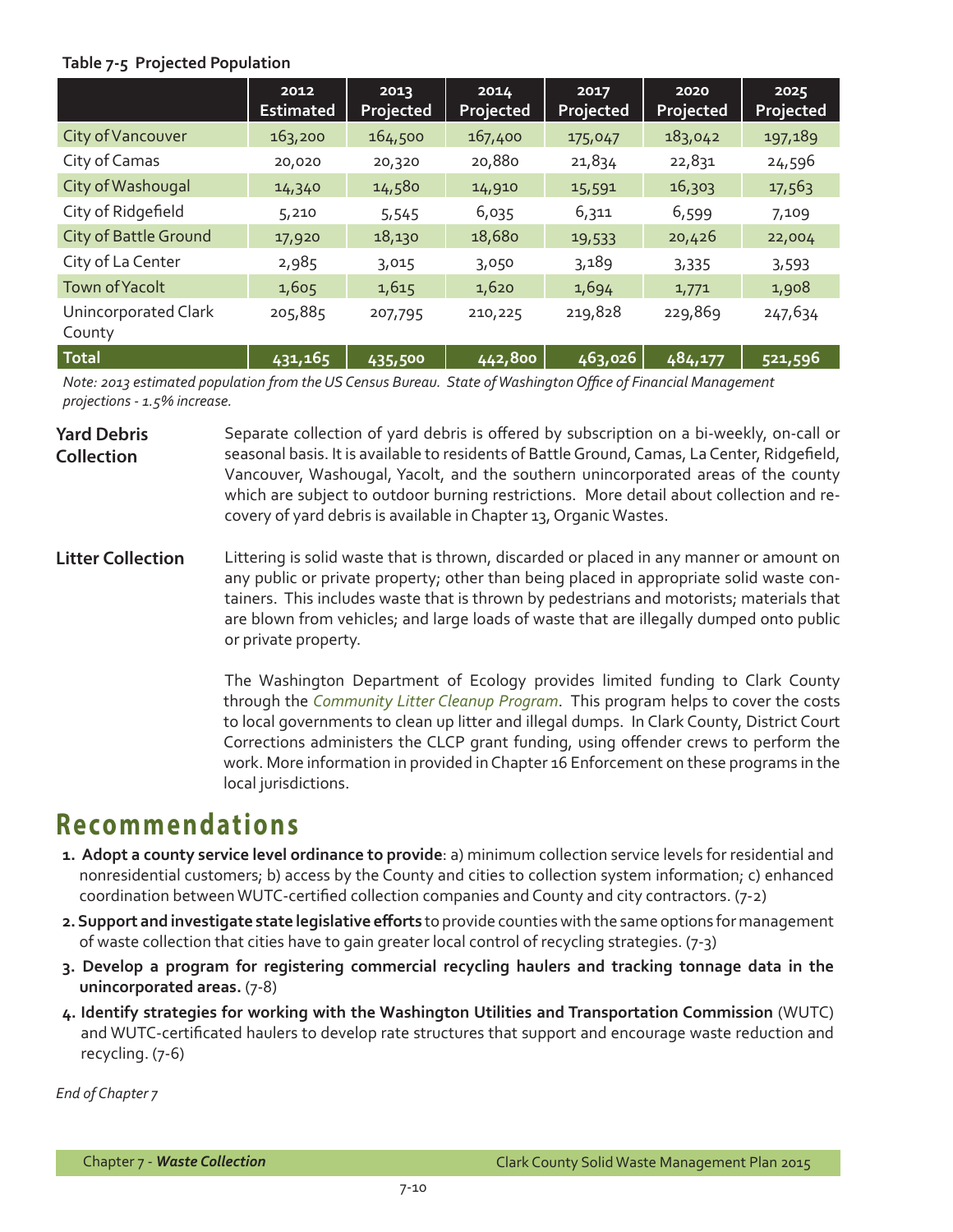**Table 7-5 Projected Population**

| | 2012 Estimated | 2013 Projected | 2014 Projected | 2017 Projected | 2020 Projected | 2025 Projected |
|---|---|---|---|---|---|---|
| City of Vancouver | 163,200 | 164,500 | 167,400 | 175,047 | 183,042 | 197,189 |
| City of Camas | 20,020 | 20,320 | 20,880 | 21,834 | 22,831 | 24,596 |
| City of Washougal | 14,340 | 14,580 | 14,910 | 15,591 | 16,303 | 17,563 |
| City of Ridgefield | 5,210 | 5,545 | 6,035 | 6,311 | 6,599 | 7,109 |
| City of Battle Ground | 17,920 | 18,130 | 18,680 | 19,533 | 20,426 | 22,004 |
| City of La Center | 2,985 | 3,015 | 3,050 | 3,189 | 3,335 | 3,593 |
| Town of Yacolt | 1,605 | 1,615 | 1,620 | 1,694 | 1,771 | 1,908 |
| Unincorporated Clark County | 205,885 | 207,795 | 210,225 | 219,828 | 229,869 | 247,634 |
| **Total** | **431,165** | **435,500** | **442,800** | **463,026** | **484,177** | **521,596** |

*Note: 2013 estimated population from the US Census Bureau. State of Washington Office of Financial Management projections - 1.5% increase.*

**Yard Debris Collection**

Separate collection of yard debris is offered by subscription on a bi-weekly, on-call or seasonal basis. It is available to residents of Battle Ground, Camas, La Center, Ridgefield, Vancouver, Washougal, Yacolt, and the southern unincorporated areas of the county which are subject to outdoor burning restrictions. More detail about collection and recovery of yard debris is available in Chapter 13, Organic Wastes.

**Litter Collection**

Littering is solid waste that is thrown, discarded or placed in any manner or amount on any public or private property; other than being placed in appropriate solid waste containers. This includes waste that is thrown by pedestrians and motorists; materials that are blown from vehicles; and large loads of waste that are illegally dumped onto public or private property.

The Washington Department of Ecology provides limited funding to Clark County through the *Community Litter Cleanup Program*. This program helps to cover the costs to local governments to clean up litter and illegal dumps. In Clark County, District Court Corrections administers the CLCP grant funding, using offender crews to perform the work. More information in provided in Chapter 16 Enforcement on these programs in the local jurisdictions.

## Recommendations

1. **Adopt a county service level ordinance to provide**: a) minimum collection service levels for residential and nonresidential customers; b) access by the County and cities to collection system information; c) enhanced coordination between WUTC-certified collection companies and County and city contractors. (7-2)
2. **Support and investigate state legislative efforts** to provide counties with the same options for management of waste collection that cities have to gain greater local control of recycling strategies. (7-3)
3. **Develop a program for registering commercial recycling haulers and tracking tonnage data in the unincorporated areas.** (7-8)
4. **Identify strategies for working with the Washington Utilities and Transportation Commission** (WUTC) and WUTC-certificated haulers to develop rate structures that support and encourage waste reduction and recycling. (7-6)

*End of Chapter 7*